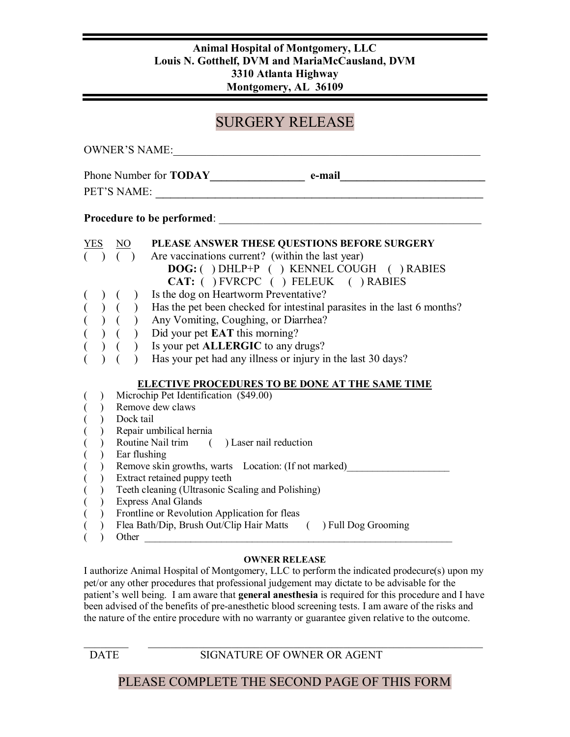**Animal Hospital of Montgomery, LLC**
**Louis N. Gotthelf, DVM and MariaMcCausland, DVM**
**3310 Atlanta Highway**
**Montgomery, AL 36109**

# SURGERY RELEASE

OWNER'S NAME:_______________________________________________________

Phone Number for **TODAY**________________ **e-mail**__________________________

PET'S NAME: _______________________________________________________

**Procedure to be performed**: _______________________________________________

YES NO **PLEASE ANSWER THESE QUESTIONS BEFORE SURGERY**

( ) ( ) Are vaccinations current? (within the last year)
  **DOG:** ( ) DHLP+P ( ) KENNEL COUGH ( ) RABIES
  **CAT:** ( ) FVRCPC ( ) FELEUK ( ) RABIES

( ) ( ) Is the dog on Heartworm Preventative?

( ) ( ) Has the pet been checked for intestinal parasites in the last 6 months?

( ) ( ) Any Vomiting, Coughing, or Diarrhea?

( ) ( ) Did your pet **EAT** this morning?

( ) ( ) Is your pet **ALLERGIC** to any drugs?

( ) ( ) Has your pet had any illness or injury in the last 30 days?

**ELECTIVE PROCEDURES TO BE DONE AT THE SAME TIME**

( ) Microchip Pet Identification ($49.00)

( ) Remove dew claws

( ) Dock tail

( ) Repair umbilical hernia

( ) Routine Nail trim ( ) Laser nail reduction

( ) Ear flushing

( ) Remove skin growths, warts Location: (If not marked)___________________

( ) Extract retained puppy teeth

( ) Teeth cleaning (Ultrasonic Scaling and Polishing)

( ) Express Anal Glands

( ) Frontline or Revolution Application for fleas

( ) Flea Bath/Dip, Brush Out/Clip Hair Matts ( ) Full Dog Grooming

( ) Other _______________________________________________________

**OWNER RELEASE**

I authorize Animal Hospital of Montgomery, LLC to perform the indicated prodecure(s) upon my pet/or any other procedures that professional judgement may dictate to be advisable for the patient's well being. I am aware that **general anesthesia** is required for this procedure and I have been advised of the benefits of pre-anesthetic blood screening tests. I am aware of the risks and the nature of the entire procedure with no warranty or guarantee given relative to the outcome.

________ _______________________________________________

DATE SIGNATURE OF OWNER OR AGENT

PLEASE COMPLETE THE SECOND PAGE OF THIS FORM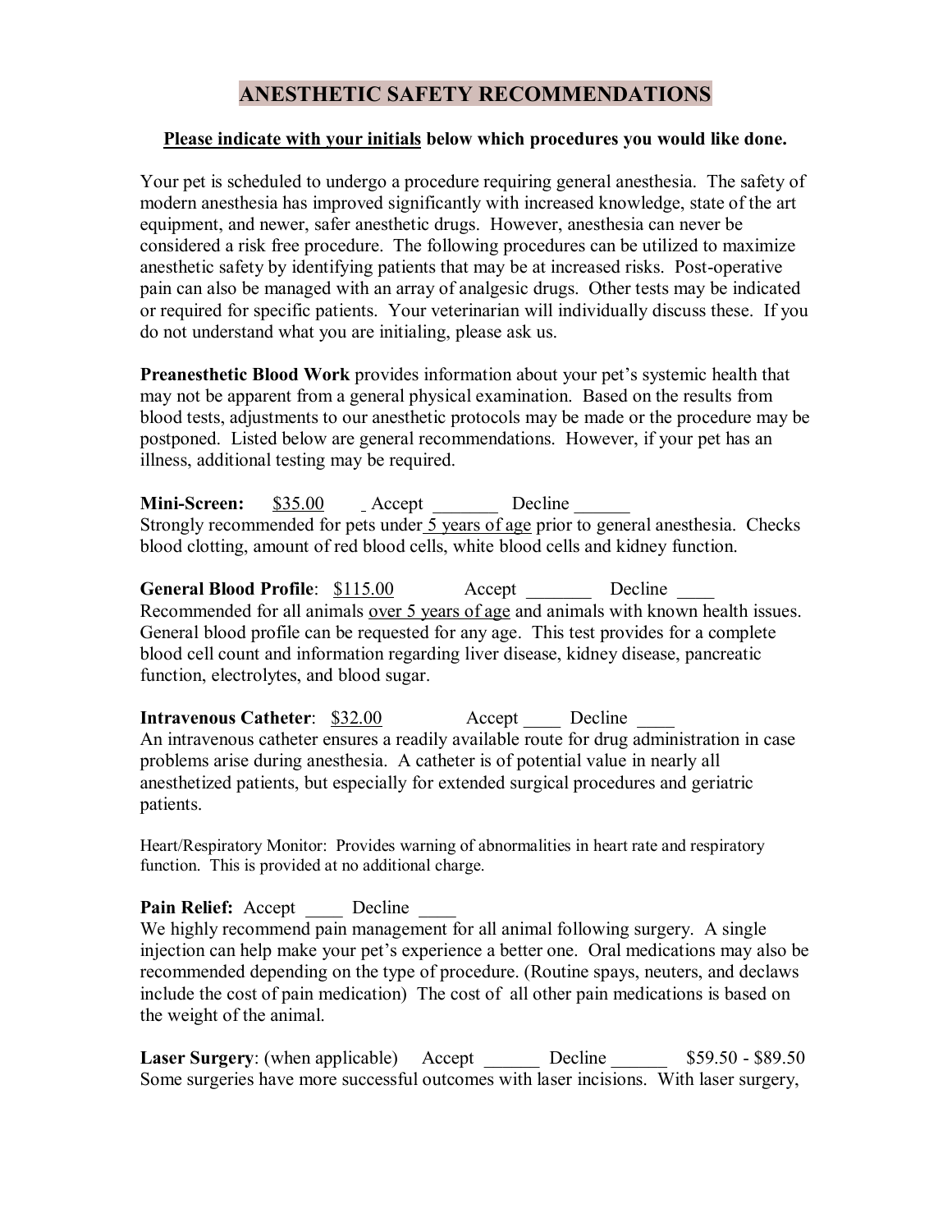# ANESTHETIC SAFETY RECOMMENDATIONS

**Please indicate with your initials below which procedures you would like done.**

Your pet is scheduled to undergo a procedure requiring general anesthesia. The safety of modern anesthesia has improved significantly with increased knowledge, state of the art equipment, and newer, safer anesthetic drugs. However, anesthesia can never be considered a risk free procedure. The following procedures can be utilized to maximize anesthetic safety by identifying patients that may be at increased risks. Post-operative pain can also be managed with an array of analgesic drugs. Other tests may be indicated or required for specific patients. Your veterinarian will individually discuss these. If you do not understand what you are initialing, please ask us.

**Preanesthetic Blood Work** provides information about your pet's systemic health that may not be apparent from a general physical examination. Based on the results from blood tests, adjustments to our anesthetic protocols may be made or the procedure may be postponed. Listed below are general recommendations. However, if your pet has an illness, additional testing may be required.

**Mini-Screen:** $35.00 Accept _______ Decline ______
Strongly recommended for pets under 5 years of age prior to general anesthesia. Checks blood clotting, amount of red blood cells, white blood cells and kidney function.

**General Blood Profile**: $115.00 Accept _______ Decline ____
Recommended for all animals over 5 years of age and animals with known health issues. General blood profile can be requested for any age. This test provides for a complete blood cell count and information regarding liver disease, kidney disease, pancreatic function, electrolytes, and blood sugar.

**Intravenous Catheter**: $32.00 Accept ____ Decline ____
An intravenous catheter ensures a readily available route for drug administration in case problems arise during anesthesia. A catheter is of potential value in nearly all anesthetized patients, but especially for extended surgical procedures and geriatric patients.

Heart/Respiratory Monitor: Provides warning of abnormalities in heart rate and respiratory function. This is provided at no additional charge.

**Pain Relief:** Accept ____ Decline ____
We highly recommend pain management for all animal following surgery. A single injection can help make your pet's experience a better one. Oral medications may also be recommended depending on the type of procedure. (Routine spays, neuters, and declaws include the cost of pain medication) The cost of all other pain medications is based on the weight of the animal.

**Laser Surgery**: (when applicable) Accept ______ Decline ______ $59.50 - $89.50
Some surgeries have more successful outcomes with laser incisions. With laser surgery,